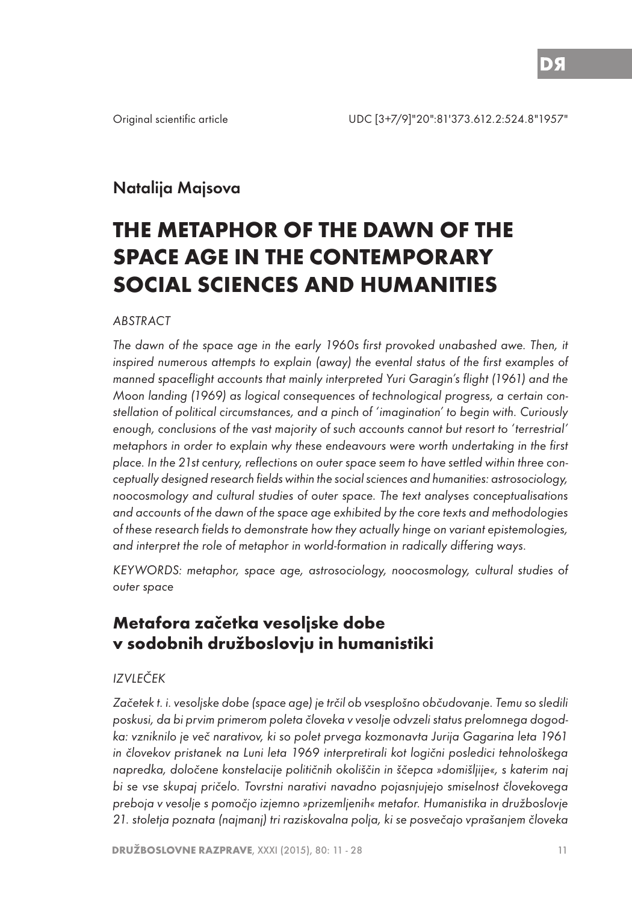Original scientific article

UDC [3+7/9]"20":81'373.612.2:524.8"1957"

Natalija Majsova

# THE METAPHOR OF THE DAWN OF THE SPACE AGE IN THE CONTEMPORARY SOCIAL SCIENCES AND HUMANITIES

*ABSTRACT*

*The dawn of the space age in the early 1960s first provoked unabashed awe. Then, it inspired numerous attempts to explain (away) the evental status of the first examples of manned spaceflight accounts that mainly interpreted Yuri Garagin's flight (1961) and the Moon landing (1969) as logical consequences of technological progress, a certain constellation of political circumstances, and a pinch of 'imagination' to begin with. Curiously enough, conclusions of the vast majority of such accounts cannot but resort to 'terrestrial' metaphors in order to explain why these endeavours were worth undertaking in the first place. In the 21st century, reflections on outer space seem to have settled within three conceptually designed research fields within the social sciences and humanities: astrosociology, noocosmology and cultural studies of outer space. The text analyses conceptualisations and accounts of the dawn of the space age exhibited by the core texts and methodologies of these research fields to demonstrate how they actually hinge on variant epistemologies, and interpret the role of metaphor in world-formation in radically differing ways.*

*KEYWORDS: metaphor, space age, astrosociology, noocosmology, cultural studies of outer space*

## Metafora začetka vesoljske dobe v sodobnih družboslovju in humanistiki

*IZVLEČEK*

*Začetek t. i. vesoljske dobe (space age) je trčil ob vsesplošno občudovanje. Temu so sledili poskusi, da bi prvim primerom poleta človeka v vesolje odvzeli status prelomnega dogodka: vzniknilo je več narativov, ki so polet prvega kozmonavta Jurija Gagarina leta 1961 in človekov pristanek na Luni leta 1969 interpretirali kot logični posledici tehnološkega napredka, določene konstelacije političnih okoliščin in ščepca »domišljije«, s katerim naj bi se vse skupaj pričelo. Tovrstni narativi navadno pojasnjujejo smiselnost človekovega preboja v vesolje s pomočjo izjemno »prizemljenih« metafor. Humanistika in družboslovje 21. stoletja poznata (najmanj) tri raziskovalna polja, ki se posvečajo vprašanjem človeka*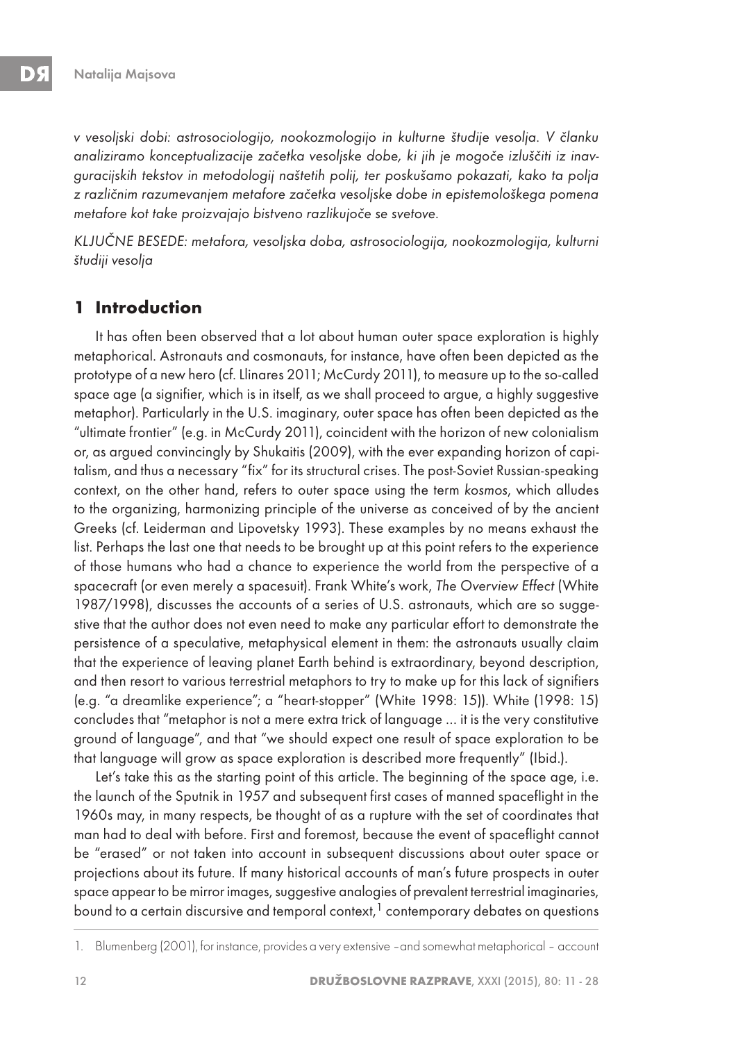*v vesoljski dobi: astrosociologijo, nookozmologijo in kulturne študije vesolja. V članku analiziramo konceptualizacije začetka vesoljske dobe, ki jih je mogoče izluščiti iz inavguracijskih tekstov in metodologij naštetih polij, ter poskušamo pokazati, kako ta polja z različnim razumevanjem metafore začetka vesoljske dobe in epistemološkega pomena metafore kot take proizvajajo bistveno razlikujoče se svetove.*

*KLJUČNE BESEDE: metafora, vesoljska doba, astrosociologija, nookozmologija, kulturni študiji vesolja*

## 1 Introduction

It has often been observed that a lot about human outer space exploration is highly metaphorical. Astronauts and cosmonauts, for instance, have often been depicted as the prototype of a new hero (cf. Llinares 2011; McCurdy 2011), to measure up to the so-called space age (a signifier, which is in itself, as we shall proceed to argue, a highly suggestive metaphor). Particularly in the U.S. imaginary, outer space has often been depicted as the "ultimate frontier" (e.g. in McCurdy 2011), coincident with the horizon of new colonialism or, as argued convincingly by Shukaitis (2009), with the ever expanding horizon of capitalism, and thus a necessary "fix" for its structural crises. The post-Soviet Russian-speaking context, on the other hand, refers to outer space using the term *kosmos*, which alludes to the organizing, harmonizing principle of the universe as conceived of by the ancient Greeks (cf. Leiderman and Lipovetsky 1993). These examples by no means exhaust the list. Perhaps the last one that needs to be brought up at this point refers to the experience of those humans who had a chance to experience the world from the perspective of a spacecraft (or even merely a spacesuit). Frank White's work, *The Overview Effect* (White 1987/1998), discusses the accounts of a series of U.S. astronauts, which are so suggestive that the author does not even need to make any particular effort to demonstrate the persistence of a speculative, metaphysical element in them: the astronauts usually claim that the experience of leaving planet Earth behind is extraordinary, beyond description, and then resort to various terrestrial metaphors to try to make up for this lack of signifiers (e.g. "a dreamlike experience"; a "heart-stopper" (White 1998: 15)). White (1998: 15) concludes that "metaphor is not a mere extra trick of language ... it is the very constitutive ground of language", and that "we should expect one result of space exploration to be that language will grow as space exploration is described more frequently" (Ibid.).

Let's take this as the starting point of this article. The beginning of the space age, i.e. the launch of the Sputnik in 1957 and subsequent first cases of manned spaceflight in the 1960s may, in many respects, be thought of as a rupture with the set of coordinates that man had to deal with before. First and foremost, because the event of spaceflight cannot be "erased" or not taken into account in subsequent discussions about outer space or projections about its future. If many historical accounts of man's future prospects in outer space appear to be mirror images, suggestive analogies of prevalent terrestrial imaginaries, bound to a certain discursive and temporal context,[1] contemporary debates on questions

1. Blumenberg (2001), for instance, provides a very extensive – and somewhat metaphorical – account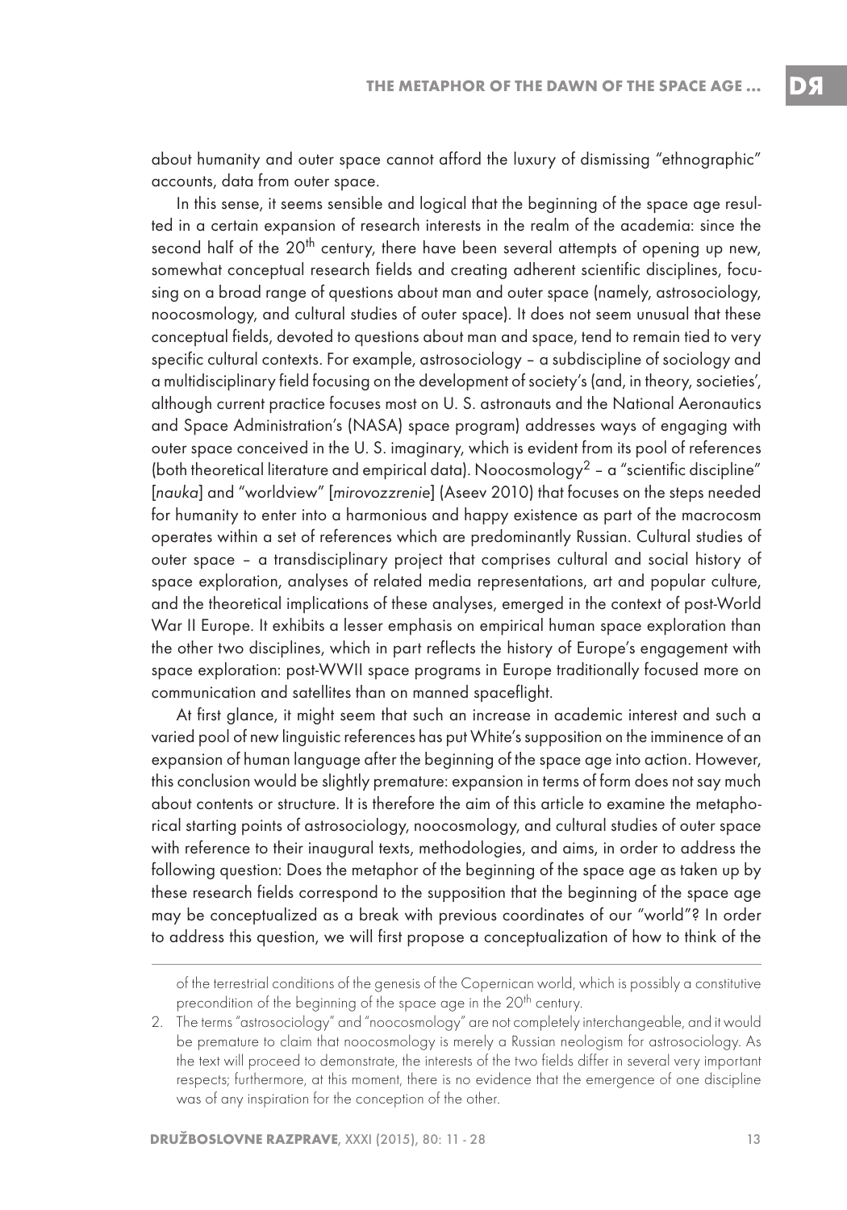about humanity and outer space cannot afford the luxury of dismissing "ethnographic" accounts, data from outer space.

In this sense, it seems sensible and logical that the beginning of the space age resulted in a certain expansion of research interests in the realm of the academia: since the second half of the 20th century, there have been several attempts of opening up new, somewhat conceptual research fields and creating adherent scientific disciplines, focusing on a broad range of questions about man and outer space (namely, astrosociology, noocosmology, and cultural studies of outer space). It does not seem unusual that these conceptual fields, devoted to questions about man and space, tend to remain tied to very specific cultural contexts. For example, astrosociology – a subdiscipline of sociology and a multidisciplinary field focusing on the development of society's (and, in theory, societies', although current practice focuses most on U. S. astronauts and the National Aeronautics and Space Administration's (NASA) space program) addresses ways of engaging with outer space conceived in the U. S. imaginary, which is evident from its pool of references (both theoretical literature and empirical data). Noocosmology[2] – a "scientific discipline" [*nauka*] and "worldview" [*mirovozzrenie*] (Aseev 2010) that focuses on the steps needed for humanity to enter into a harmonious and happy existence as part of the macrocosm operates within a set of references which are predominantly Russian. Cultural studies of outer space – a transdisciplinary project that comprises cultural and social history of space exploration, analyses of related media representations, art and popular culture, and the theoretical implications of these analyses, emerged in the context of post-World War II Europe. It exhibits a lesser emphasis on empirical human space exploration than the other two disciplines, which in part reflects the history of Europe's engagement with space exploration: post-WWII space programs in Europe traditionally focused more on communication and satellites than on manned spaceflight.

At first glance, it might seem that such an increase in academic interest and such a varied pool of new linguistic references has put White's supposition on the imminence of an expansion of human language after the beginning of the space age into action. However, this conclusion would be slightly premature: expansion in terms of form does not say much about contents or structure. It is therefore the aim of this article to examine the metaphorical starting points of astrosociology, noocosmology, and cultural studies of outer space with reference to their inaugural texts, methodologies, and aims, in order to address the following question: Does the metaphor of the beginning of the space age as taken up by these research fields correspond to the supposition that the beginning of the space age may be conceptualized as a break with previous coordinates of our "world"? In order to address this question, we will first propose a conceptualization of how to think of the

---

of the terrestrial conditions of the genesis of the Copernican world, which is possibly a constitutive precondition of the beginning of the space age in the 20th century.

2. The terms "astrosociology" and "noocosmology" are not completely interchangeable, and it would be premature to claim that noocosmology is merely a Russian neologism for astrosociology. As the text will proceed to demonstrate, the interests of the two fields differ in several very important respects; furthermore, at this moment, there is no evidence that the emergence of one discipline was of any inspiration for the conception of the other.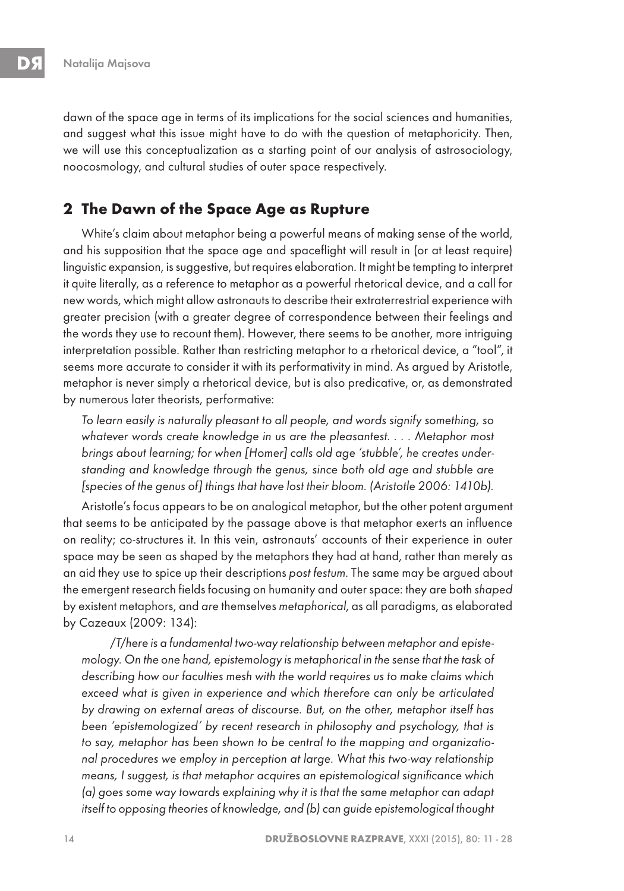dawn of the space age in terms of its implications for the social sciences and humanities, and suggest what this issue might have to do with the question of metaphoricity. Then, we will use this conceptualization as a starting point of our analysis of astrosociology, noocosmology, and cultural studies of outer space respectively.

## 2 The Dawn of the Space Age as Rupture

White's claim about metaphor being a powerful means of making sense of the world, and his supposition that the space age and spaceflight will result in (or at least require) linguistic expansion, is suggestive, but requires elaboration. It might be tempting to interpret it quite literally, as a reference to metaphor as a powerful rhetorical device, and a call for new words, which might allow astronauts to describe their extraterrestrial experience with greater precision (with a greater degree of correspondence between their feelings and the words they use to recount them). However, there seems to be another, more intriguing interpretation possible. Rather than restricting metaphor to a rhetorical device, a "tool", it seems more accurate to consider it with its performativity in mind. As argued by Aristotle, metaphor is never simply a rhetorical device, but is also predicative, or, as demonstrated by numerous later theorists, performative:

> *To learn easily is naturally pleasant to all people, and words signify something, so whatever words create knowledge in us are the pleasantest. . . . Metaphor most brings about learning; for when [Homer] calls old age 'stubble', he creates understanding and knowledge through the genus, since both old age and stubble are [species of the genus of] things that have lost their bloom. (Aristotle 2006: 1410b).*

Aristotle's focus appears to be on analogical metaphor, but the other potent argument that seems to be anticipated by the passage above is that metaphor exerts an influence on reality; co-structures it. In this vein, astronauts' accounts of their experience in outer space may be seen as shaped by the metaphors they had at hand, rather than merely as an aid they use to spice up their descriptions *post festum*. The same may be argued about the emergent research fields focusing on humanity and outer space: they are both *shaped* by existent metaphors, and *are* themselves *metaphorical*, as all paradigms, as elaborated by Cazeaux (2009: 134):

> */T/here is a fundamental two-way relationship between metaphor and epistemology. On the one hand, epistemology is metaphorical in the sense that the task of describing how our faculties mesh with the world requires us to make claims which exceed what is given in experience and which therefore can only be articulated by drawing on external areas of discourse. But, on the other, metaphor itself has been 'epistemologized' by recent research in philosophy and psychology, that is to say, metaphor has been shown to be central to the mapping and organizational procedures we employ in perception at large. What this two-way relationship means, I suggest, is that metaphor acquires an epistemological significance which (a) goes some way towards explaining why it is that the same metaphor can adapt itself to opposing theories of knowledge, and (b) can guide epistemological thought*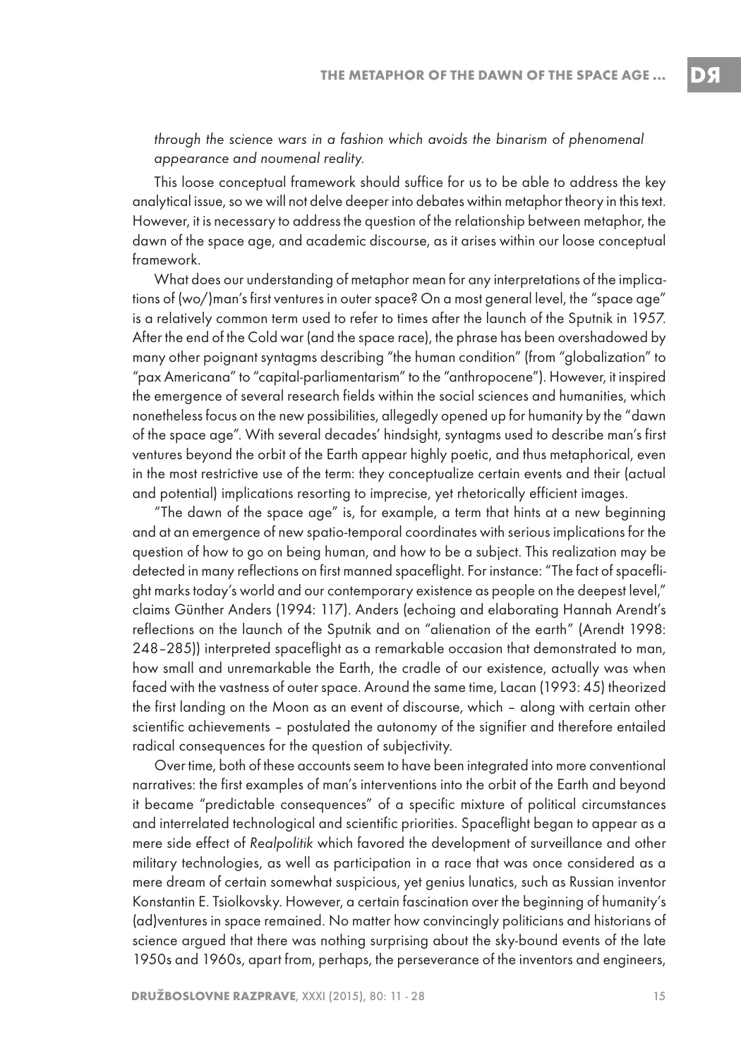*through the science wars in a fashion which avoids the binarism of phenomenal appearance and noumenal reality.*

This loose conceptual framework should suffice for us to be able to address the key analytical issue, so we will not delve deeper into debates within metaphor theory in this text. However, it is necessary to address the question of the relationship between metaphor, the dawn of the space age, and academic discourse, as it arises within our loose conceptual framework.

What does our understanding of metaphor mean for any interpretations of the implications of (wo/)man's first ventures in outer space? On a most general level, the "space age" is a relatively common term used to refer to times after the launch of the Sputnik in 1957. After the end of the Cold war (and the space race), the phrase has been overshadowed by many other poignant syntagms describing "the human condition" (from "globalization" to "pax Americana" to "capital-parliamentarism" to the "anthropocene"). However, it inspired the emergence of several research fields within the social sciences and humanities, which nonetheless focus on the new possibilities, allegedly opened up for humanity by the "dawn of the space age". With several decades' hindsight, syntagms used to describe man's first ventures beyond the orbit of the Earth appear highly poetic, and thus metaphorical, even in the most restrictive use of the term: they conceptualize certain events and their (actual and potential) implications resorting to imprecise, yet rhetorically efficient images.

"The dawn of the space age" is, for example, a term that hints at a new beginning and at an emergence of new spatio-temporal coordinates with serious implications for the question of how to go on being human, and how to be a subject. This realization may be detected in many reflections on first manned spaceflight. For instance: "The fact of spaceflight marks today's world and our contemporary existence as people on the deepest level," claims Günther Anders (1994: 117). Anders (echoing and elaborating Hannah Arendt's reflections on the launch of the Sputnik and on "alienation of the earth" (Arendt 1998: 248–285)) interpreted spaceflight as a remarkable occasion that demonstrated to man, how small and unremarkable the Earth, the cradle of our existence, actually was when faced with the vastness of outer space. Around the same time, Lacan (1993: 45) theorized the first landing on the Moon as an event of discourse, which – along with certain other scientific achievements – postulated the autonomy of the signifier and therefore entailed radical consequences for the question of subjectivity.

Over time, both of these accounts seem to have been integrated into more conventional narratives: the first examples of man's interventions into the orbit of the Earth and beyond it became "predictable consequences" of a specific mixture of political circumstances and interrelated technological and scientific priorities. Spaceflight began to appear as a mere side effect of *Realpolitik* which favored the development of surveillance and other military technologies, as well as participation in a race that was once considered as a mere dream of certain somewhat suspicious, yet genius lunatics, such as Russian inventor Konstantin E. Tsiolkovsky. However, a certain fascination over the beginning of humanity's (ad)ventures in space remained. No matter how convincingly politicians and historians of science argued that there was nothing surprising about the sky-bound events of the late 1950s and 1960s, apart from, perhaps, the perseverance of the inventors and engineers,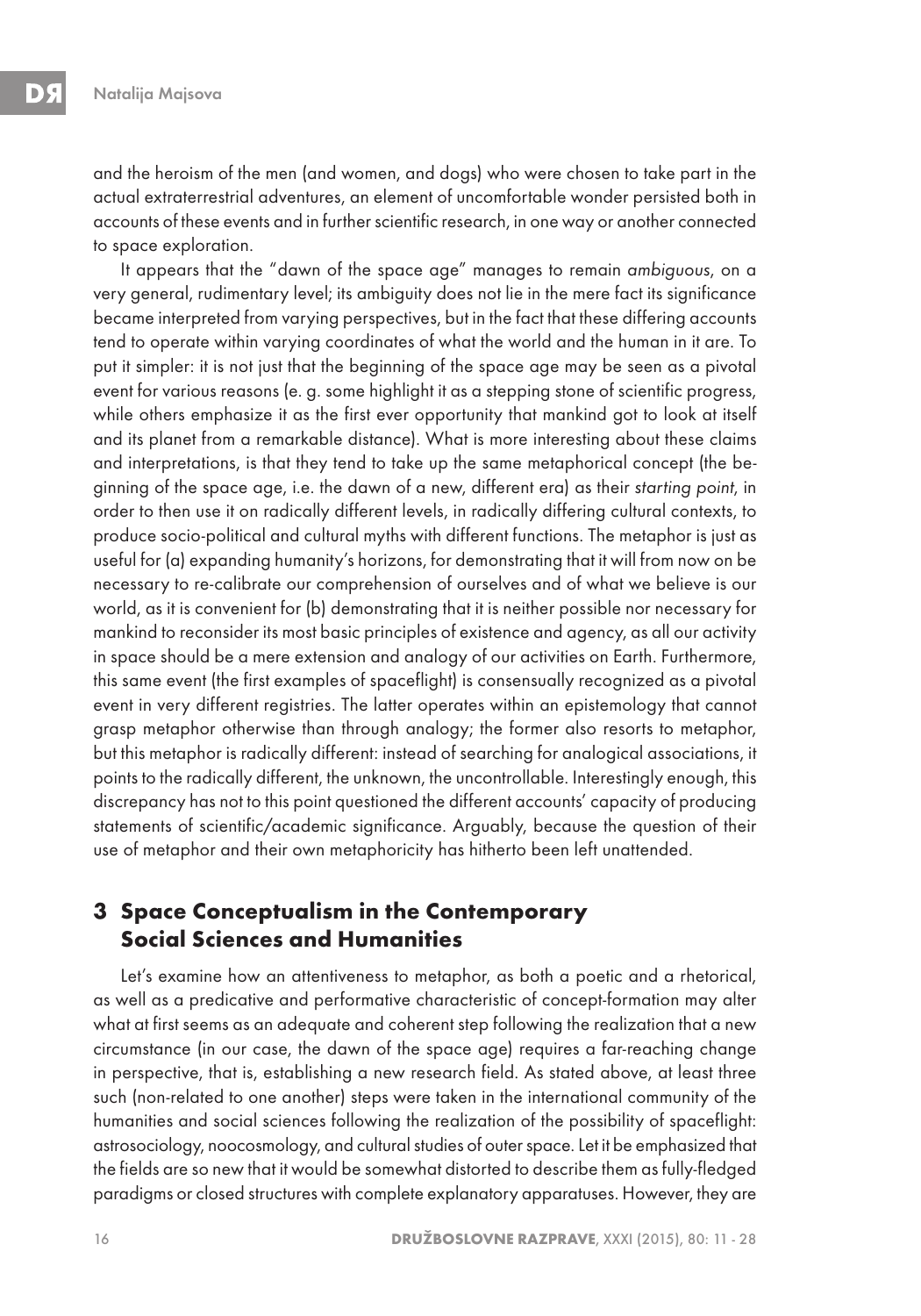and the heroism of the men (and women, and dogs) who were chosen to take part in the actual extraterrestrial adventures, an element of uncomfortable wonder persisted both in accounts of these events and in further scientific research, in one way or another connected to space exploration.

It appears that the "dawn of the space age" manages to remain *ambiguous*, on a very general, rudimentary level; its ambiguity does not lie in the mere fact its significance became interpreted from varying perspectives, but in the fact that these differing accounts tend to operate within varying coordinates of what the world and the human in it are. To put it simpler: it is not just that the beginning of the space age may be seen as a pivotal event for various reasons (e. g. some highlight it as a stepping stone of scientific progress, while others emphasize it as the first ever opportunity that mankind got to look at itself and its planet from a remarkable distance). What is more interesting about these claims and interpretations, is that they tend to take up the same metaphorical concept (the beginning of the space age, i.e. the dawn of a new, different era) as their *starting point*, in order to then use it on radically different levels, in radically differing cultural contexts, to produce socio-political and cultural myths with different functions. The metaphor is just as useful for (a) expanding humanity's horizons, for demonstrating that it will from now on be necessary to re-calibrate our comprehension of ourselves and of what we believe is our world, as it is convenient for (b) demonstrating that it is neither possible nor necessary for mankind to reconsider its most basic principles of existence and agency, as all our activity in space should be a mere extension and analogy of our activities on Earth. Furthermore, this same event (the first examples of spaceflight) is consensually recognized as a pivotal event in very different registries. The latter operates within an epistemology that cannot grasp metaphor otherwise than through analogy; the former also resorts to metaphor, but this metaphor is radically different: instead of searching for analogical associations, it points to the radically different, the unknown, the uncontrollable. Interestingly enough, this discrepancy has not to this point questioned the different accounts' capacity of producing statements of scientific/academic significance. Arguably, because the question of their use of metaphor and their own metaphoricity has hitherto been left unattended.

## 3 Space Conceptualism in the Contemporary Social Sciences and Humanities

Let's examine how an attentiveness to metaphor, as both a poetic and a rhetorical, as well as a predicative and performative characteristic of concept-formation may alter what at first seems as an adequate and coherent step following the realization that a new circumstance (in our case, the dawn of the space age) requires a far-reaching change in perspective, that is, establishing a new research field. As stated above, at least three such (non-related to one another) steps were taken in the international community of the humanities and social sciences following the realization of the possibility of spaceflight: astrosociology, noocosmology, and cultural studies of outer space. Let it be emphasized that the fields are so new that it would be somewhat distorted to describe them as fully-fledged paradigms or closed structures with complete explanatory apparatuses. However, they are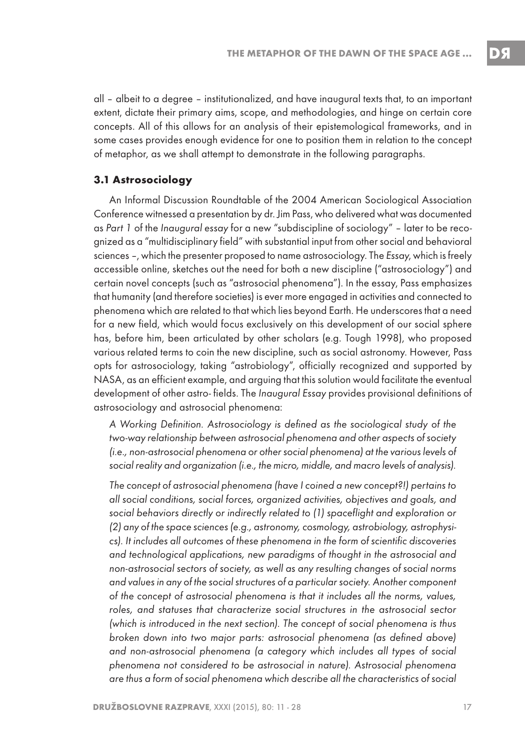all – albeit to a degree – institutionalized, and have inaugural texts that, to an important extent, dictate their primary aims, scope, and methodologies, and hinge on certain core concepts. All of this allows for an analysis of their epistemological frameworks, and in some cases provides enough evidence for one to position them in relation to the concept of metaphor, as we shall attempt to demonstrate in the following paragraphs.

### 3.1 Astrosociology

An Informal Discussion Roundtable of the 2004 American Sociological Association Conference witnessed a presentation by dr. Jim Pass, who delivered what was documented as *Part 1* of the *Inaugural essay* for a new "subdiscipline of sociology" – later to be recognized as a "multidisciplinary field" with substantial input from other social and behavioral sciences –, which the presenter proposed to name astrosociology. The *Essay*, which is freely accessible online, sketches out the need for both a new discipline ("astrosociology") and certain novel concepts (such as "astrosocial phenomena"). In the essay, Pass emphasizes that humanity (and therefore societies) is ever more engaged in activities and connected to phenomena which are related to that which lies beyond Earth. He underscores that a need for a new field, which would focus exclusively on this development of our social sphere has, before him, been articulated by other scholars (e.g. Tough 1998), who proposed various related terms to coin the new discipline, such as social astronomy. However, Pass opts for astrosociology, taking "astrobiology", officially recognized and supported by NASA, as an efficient example, and arguing that this solution would facilitate the eventual development of other astro- fields. The *Inaugural Essay* provides provisional definitions of astrosociology and astrosocial phenomena:

*A Working Definition. Astrosociology is defined as the sociological study of the two-way relationship between astrosocial phenomena and other aspects of society (i.e., non-astrosocial phenomena or other social phenomena) at the various levels of social reality and organization (i.e., the micro, middle, and macro levels of analysis).*

*The concept of astrosocial phenomena (have I coined a new concept?!) pertains to all social conditions, social forces, organized activities, objectives and goals, and social behaviors directly or indirectly related to (1) spaceflight and exploration or (2) any of the space sciences (e.g., astronomy, cosmology, astrobiology, astrophysics). It includes all outcomes of these phenomena in the form of scientific discoveries and technological applications, new paradigms of thought in the astrosocial and non-astrosocial sectors of society, as well as any resulting changes of social norms and values in any of the social structures of a particular society. Another component of the concept of astrosocial phenomena is that it includes all the norms, values, roles, and statuses that characterize social structures in the astrosocial sector (which is introduced in the next section). The concept of social phenomena is thus broken down into two major parts: astrosocial phenomena (as defined above) and non-astrosocial phenomena (a category which includes all types of social phenomena not considered to be astrosocial in nature). Astrosocial phenomena are thus a form of social phenomena which describe all the characteristics of social*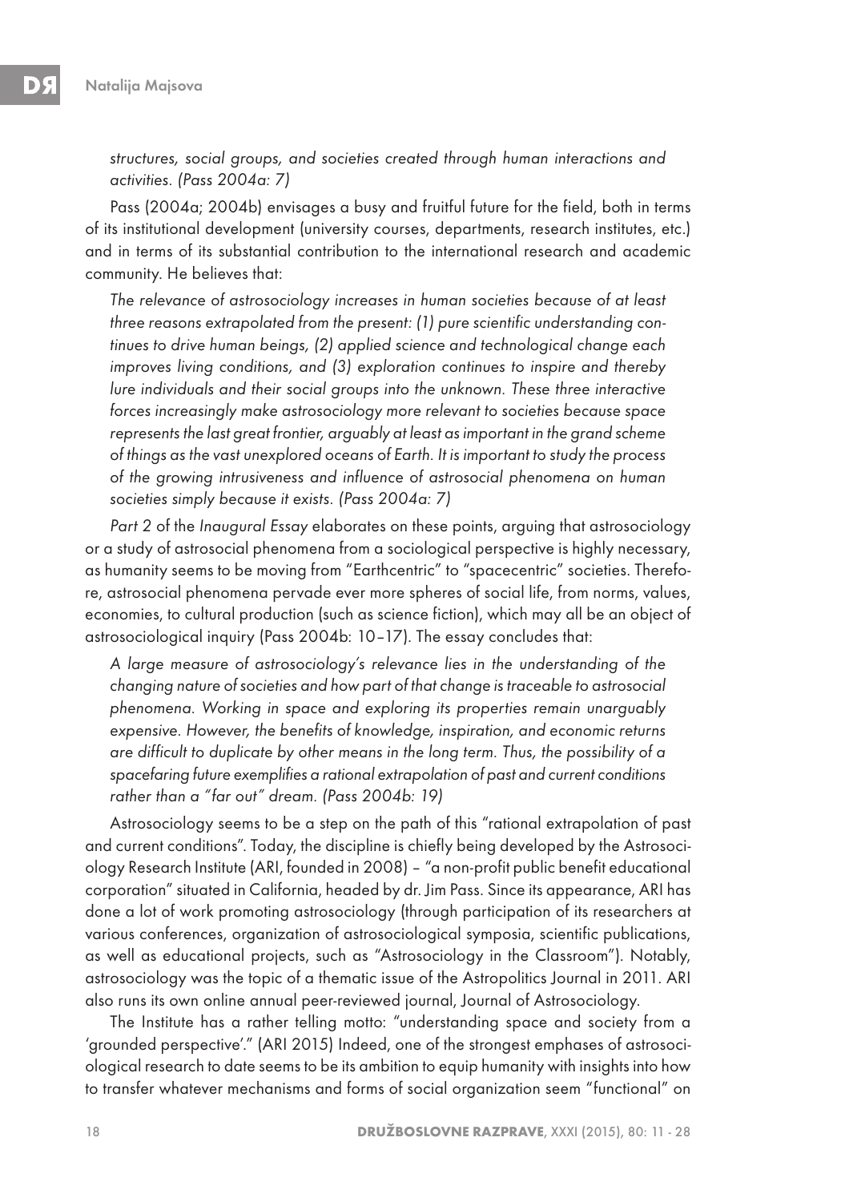*structures, social groups, and societies created through human interactions and activities. (Pass 2004a: 7)*

Pass (2004a; 2004b) envisages a busy and fruitful future for the field, both in terms of its institutional development (university courses, departments, research institutes, etc.) and in terms of its substantial contribution to the international research and academic community. He believes that:

> *The relevance of astrosociology increases in human societies because of at least three reasons extrapolated from the present: (1) pure scientific understanding continues to drive human beings, (2) applied science and technological change each improves living conditions, and (3) exploration continues to inspire and thereby lure individuals and their social groups into the unknown. These three interactive forces increasingly make astrosociology more relevant to societies because space represents the last great frontier, arguably at least as important in the grand scheme of things as the vast unexplored oceans of Earth. It is important to study the process of the growing intrusiveness and influence of astrosocial phenomena on human societies simply because it exists. (Pass 2004a: 7)*

*Part 2* of the *Inaugural Essay* elaborates on these points, arguing that astrosociology or a study of astrosocial phenomena from a sociological perspective is highly necessary, as humanity seems to be moving from "Earthcentric" to "spacecentric" societies. Therefore, astrosocial phenomena pervade ever more spheres of social life, from norms, values, economies, to cultural production (such as science fiction), which may all be an object of astrosociological inquiry (Pass 2004b: 10–17). The essay concludes that:

> *A large measure of astrosociology's relevance lies in the understanding of the changing nature of societies and how part of that change is traceable to astrosocial phenomena. Working in space and exploring its properties remain unarguably expensive. However, the benefits of knowledge, inspiration, and economic returns are difficult to duplicate by other means in the long term. Thus, the possibility of a spacefaring future exemplifies a rational extrapolation of past and current conditions rather than a "far out" dream. (Pass 2004b: 19)*

Astrosociology seems to be a step on the path of this "rational extrapolation of past and current conditions". Today, the discipline is chiefly being developed by the Astrosociology Research Institute (ARI, founded in 2008) – "a non-profit public benefit educational corporation" situated in California, headed by dr. Jim Pass. Since its appearance, ARI has done a lot of work promoting astrosociology (through participation of its researchers at various conferences, organization of astrosociological symposia, scientific publications, as well as educational projects, such as "Astrosociology in the Classroom"). Notably, astrosociology was the topic of a thematic issue of the Astropolitics Journal in 2011. ARI also runs its own online annual peer-reviewed journal, Journal of Astrosociology.

The Institute has a rather telling motto: "understanding space and society from a 'grounded perspective'." (ARI 2015) Indeed, one of the strongest emphases of astrosociological research to date seems to be its ambition to equip humanity with insights into how to transfer whatever mechanisms and forms of social organization seem "functional" on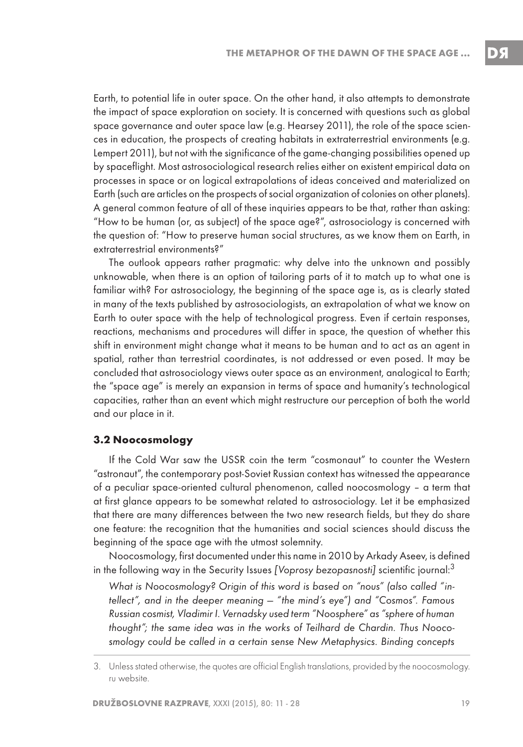Earth, to potential life in outer space. On the other hand, it also attempts to demonstrate the impact of space exploration on society. It is concerned with questions such as global space governance and outer space law (e.g. Hearsey 2011), the role of the space sciences in education, the prospects of creating habitats in extraterrestrial environments (e.g. Lempert 2011), but not with the significance of the game-changing possibilities opened up by spaceflight. Most astrosociological research relies either on existent empirical data on processes in space or on logical extrapolations of ideas conceived and materialized on Earth (such are articles on the prospects of social organization of colonies on other planets). A general common feature of all of these inquiries appears to be that, rather than asking: "How to be human (or, as subject) of the space age?", astrosociology is concerned with the question of: "How to preserve human social structures, as we know them on Earth, in extraterrestrial environments?"

The outlook appears rather pragmatic: why delve into the unknown and possibly unknowable, when there is an option of tailoring parts of it to match up to what one is familiar with? For astrosociology, the beginning of the space age is, as is clearly stated in many of the texts published by astrosociologists, an extrapolation of what we know on Earth to outer space with the help of technological progress. Even if certain responses, reactions, mechanisms and procedures will differ in space, the question of whether this shift in environment might change what it means to be human and to act as an agent in spatial, rather than terrestrial coordinates, is not addressed or even posed. It may be concluded that astrosociology views outer space as an environment, analogical to Earth; the "space age" is merely an expansion in terms of space and humanity's technological capacities, rather than an event which might restructure our perception of both the world and our place in it.

### 3.2 Noocosmology

If the Cold War saw the USSR coin the term "cosmonaut" to counter the Western "astronaut", the contemporary post-Soviet Russian context has witnessed the appearance of a peculiar space-oriented cultural phenomenon, called noocosmology – a term that at first glance appears to be somewhat related to astrosociology. Let it be emphasized that there are many differences between the two new research fields, but they do share one feature: the recognition that the humanities and social sciences should discuss the beginning of the space age with the utmost solemnity.

Noocosmology, first documented under this name in 2010 by Arkady Aseev, is defined in the following way in the Security Issues *[Voprosy bezopasnosti]* scientific journal:[3]

*What is Noocosmology? Origin of this word is based on "nous" (also called "intellect", and in the deeper meaning – "the mind's eye") and "Cosmos". Famous Russian cosmist, Vladimir I. Vernadsky used term "Noosphere" as "sphere of human thought"; the same idea was in the works of Teilhard de Chardin. Thus Noocosmology could be called in a certain sense New Metaphysics. Binding concepts*

---

3. Unless stated otherwise, the quotes are official English translations, provided by the noocosmology.ru website.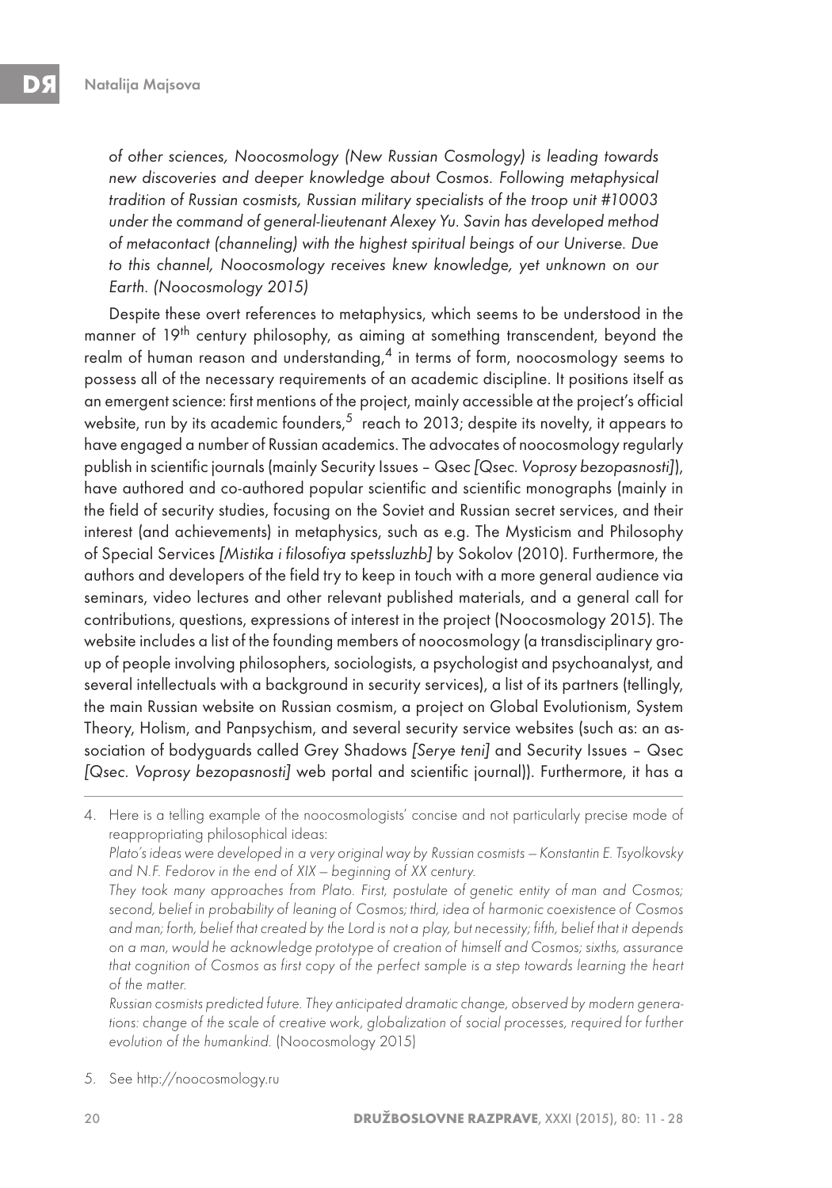*of other sciences, Noocosmology (New Russian Cosmology) is leading towards new discoveries and deeper knowledge about Cosmos. Following metaphysical tradition of Russian cosmists, Russian military specialists of the troop unit #10003 under the command of general-lieutenant Alexey Yu. Savin has developed method of metacontact (channeling) with the highest spiritual beings of our Universe. Due to this channel, Noocosmology receives knew knowledge, yet unknown on our Earth. (Noocosmology 2015)*

Despite these overt references to metaphysics, which seems to be understood in the manner of 19th century philosophy, as aiming at something transcendent, beyond the realm of human reason and understanding,[4] in terms of form, noocosmology seems to possess all of the necessary requirements of an academic discipline. It positions itself as an emergent science: first mentions of the project, mainly accessible at the project's official website, run by its academic founders,[5] reach to 2013; despite its novelty, it appears to have engaged a number of Russian academics. The advocates of noocosmology regularly publish in scientific journals (mainly Security Issues – Qsec *[Qsec. Voprosy bezopasnosti]*), have authored and co-authored popular scientific and scientific monographs (mainly in the field of security studies, focusing on the Soviet and Russian secret services, and their interest (and achievements) in metaphysics, such as e.g. The Mysticism and Philosophy of Special Services *[Mistika i filosofiya spetssluzhb]* by Sokolov (2010). Furthermore, the authors and developers of the field try to keep in touch with a more general audience via seminars, video lectures and other relevant published materials, and a general call for contributions, questions, expressions of interest in the project (Noocosmology 2015). The website includes a list of the founding members of noocosmology (a transdisciplinary group of people involving philosophers, sociologists, a psychologist and psychoanalyst, and several intellectuals with a background in security services), a list of its partners (tellingly, the main Russian website on Russian cosmism, a project on Global Evolutionism, System Theory, Holism, and Panpsychism, and several security service websites (such as: an association of bodyguards called Grey Shadows *[Serye teni]* and Security Issues – Qsec *[Qsec. Voprosy bezopasnosti]* web portal and scientific journal)). Furthermore, it has a

---

4. Here is a telling example of the noocosmologists' concise and not particularly precise mode of reappropriating philosophical ideas:

   *Plato's ideas were developed in a very original way by Russian cosmists – Konstantin E. Tsyolkovsky and N.F. Fedorov in the end of XIX – beginning of XX century.*

   *They took many approaches from Plato. First, postulate of genetic entity of man and Cosmos; second, belief in probability of leaning of Cosmos; third, idea of harmonic coexistence of Cosmos and man; forth, belief that created by the Lord is not a play, but necessity; fifth, belief that it depends on a man, would he acknowledge prototype of creation of himself and Cosmos; sixths, assurance that cognition of Cosmos as first copy of the perfect sample is a step towards learning the heart of the matter.*

   *Russian cosmists predicted future. They anticipated dramatic change, observed by modern generations: change of the scale of creative work, globalization of social processes, required for further evolution of the humankind.* (Noocosmology 2015)

5. See http://noocosmology.ru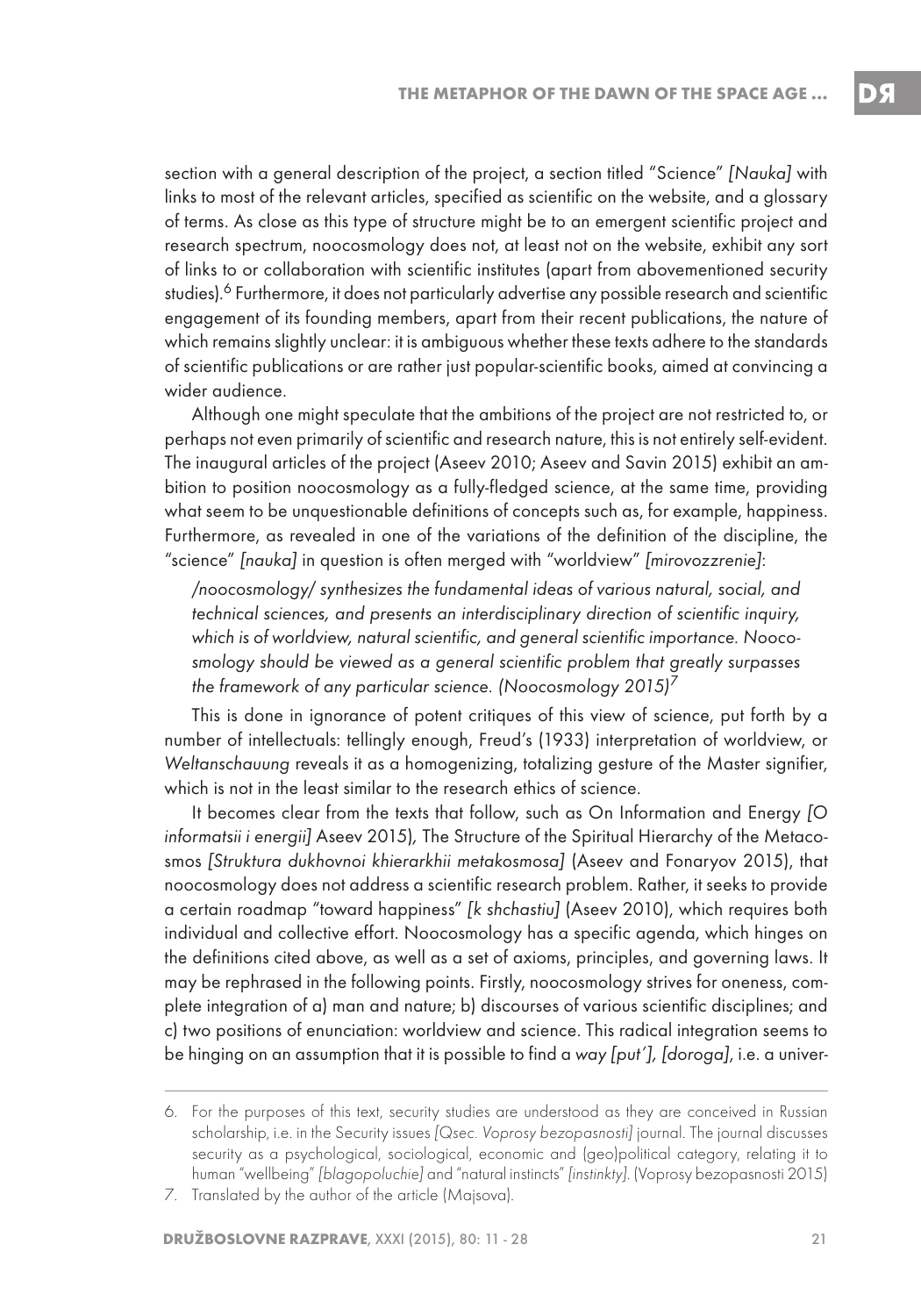section with a general description of the project, a section titled "Science" *[Nauka]* with links to most of the relevant articles, specified as scientific on the website, and a glossary of terms. As close as this type of structure might be to an emergent scientific project and research spectrum, noocosmology does not, at least not on the website, exhibit any sort of links to or collaboration with scientific institutes (apart from abovementioned security studies).[6] Furthermore, it does not particularly advertise any possible research and scientific engagement of its founding members, apart from their recent publications, the nature of which remains slightly unclear: it is ambiguous whether these texts adhere to the standards of scientific publications or are rather just popular-scientific books, aimed at convincing a wider audience.

Although one might speculate that the ambitions of the project are not restricted to, or perhaps not even primarily of scientific and research nature, this is not entirely self-evident. The inaugural articles of the project (Aseev 2010; Aseev and Savin 2015) exhibit an ambition to position noocosmology as a fully-fledged science, at the same time, providing what seem to be unquestionable definitions of concepts such as, for example, happiness. Furthermore, as revealed in one of the variations of the definition of the discipline, the "science" *[nauka]* in question is often merged with "worldview" *[mirovozzrenie]*:

> */noocosmology/ synthesizes the fundamental ideas of various natural, social, and technical sciences, and presents an interdisciplinary direction of scientific inquiry, which is of worldview, natural scientific, and general scientific importance. Noocosmology should be viewed as a general scientific problem that greatly surpasses the framework of any particular science. (Noocosmology 2015)*[7]

This is done in ignorance of potent critiques of this view of science, put forth by a number of intellectuals: tellingly enough, Freud's (1933) interpretation of worldview, or *Weltanschauung* reveals it as a homogenizing, totalizing gesture of the Master signifier, which is not in the least similar to the research ethics of science.

It becomes clear from the texts that follow, such as On Information and Energy *[O informatsii i energii]* Aseev 2015), The Structure of the Spiritual Hierarchy of the Metacosmos *[Struktura dukhovnoi khierarkhii metakosmosa]* (Aseev and Fonaryov 2015), that noocosmology does not address a scientific research problem. Rather, it seeks to provide a certain roadmap "toward happiness" *[k shchastiu]* (Aseev 2010), which requires both individual and collective effort. Noocosmology has a specific agenda, which hinges on the definitions cited above, as well as a set of axioms, principles, and governing laws. It may be rephrased in the following points. Firstly, noocosmology strives for oneness, complete integration of a) man and nature; b) discourses of various scientific disciplines; and c) two positions of enunciation: worldview and science. This radical integration seems to be hinging on an assumption that it is possible to find a *way [put'], [doroga]*, i.e. a univer-

6. For the purposes of this text, security studies are understood as they are conceived in Russian scholarship, i.e. in the Security issues *[Qsec. Voprosy bezopasnosti]* journal. The journal discusses security as a psychological, sociological, economic and (geo)political category, relating it to human "wellbeing" *[blagopoluchie]* and "natural instincts" *[instinkty]*. (Voprosy bezopasnosti 2015)

7. Translated by the author of the article (Majsova).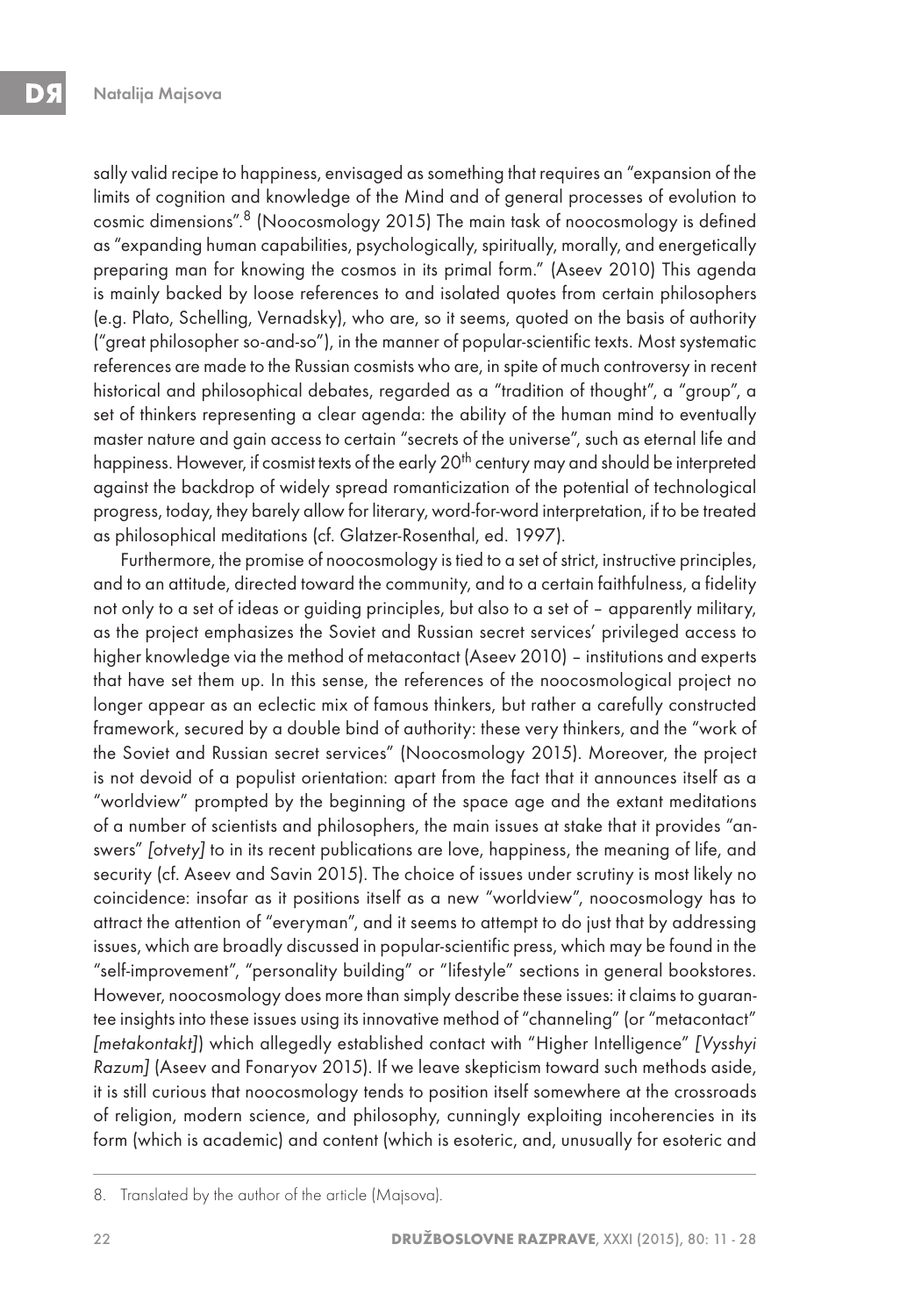sally valid recipe to happiness, envisaged as something that requires an "expansion of the limits of cognition and knowledge of the Mind and of general processes of evolution to cosmic dimensions".[8] (Noocosmology 2015) The main task of noocosmology is defined as "expanding human capabilities, psychologically, spiritually, morally, and energetically preparing man for knowing the cosmos in its primal form." (Aseev 2010) This agenda is mainly backed by loose references to and isolated quotes from certain philosophers (e.g. Plato, Schelling, Vernadsky), who are, so it seems, quoted on the basis of authority ("great philosopher so-and-so"), in the manner of popular-scientific texts. Most systematic references are made to the Russian cosmists who are, in spite of much controversy in recent historical and philosophical debates, regarded as a "tradition of thought", a "group", a set of thinkers representing a clear agenda: the ability of the human mind to eventually master nature and gain access to certain "secrets of the universe", such as eternal life and happiness. However, if cosmist texts of the early 20th century may and should be interpreted against the backdrop of widely spread romanticization of the potential of technological progress, today, they barely allow for literary, word-for-word interpretation, if to be treated as philosophical meditations (cf. Glatzer-Rosenthal, ed. 1997).

Furthermore, the promise of noocosmology is tied to a set of strict, instructive principles, and to an attitude, directed toward the community, and to a certain faithfulness, a fidelity not only to a set of ideas or guiding principles, but also to a set of – apparently military, as the project emphasizes the Soviet and Russian secret services' privileged access to higher knowledge via the method of metacontact (Aseev 2010) – institutions and experts that have set them up. In this sense, the references of the noocosmological project no longer appear as an eclectic mix of famous thinkers, but rather a carefully constructed framework, secured by a double bind of authority: these very thinkers, and the "work of the Soviet and Russian secret services" (Noocosmology 2015). Moreover, the project is not devoid of a populist orientation: apart from the fact that it announces itself as a "worldview" prompted by the beginning of the space age and the extant meditations of a number of scientists and philosophers, the main issues at stake that it provides "answers" *[otvety]* to in its recent publications are love, happiness, the meaning of life, and security (cf. Aseev and Savin 2015). The choice of issues under scrutiny is most likely no coincidence: insofar as it positions itself as a new "worldview", noocosmology has to attract the attention of "everyman", and it seems to attempt to do just that by addressing issues, which are broadly discussed in popular-scientific press, which may be found in the "self-improvement", "personality building" or "lifestyle" sections in general bookstores. However, noocosmology does more than simply describe these issues: it claims to guarantee insights into these issues using its innovative method of "channeling" (or "metacontact" *[metakontakt]*) which allegedly established contact with "Higher Intelligence" *[Vysshyi Razum]* (Aseev and Fonaryov 2015). If we leave skepticism toward such methods aside, it is still curious that noocosmology tends to position itself somewhere at the crossroads of religion, modern science, and philosophy, cunningly exploiting incoherencies in its form (which is academic) and content (which is esoteric, and, unusually for esoteric and

8. Translated by the author of the article (Majsova).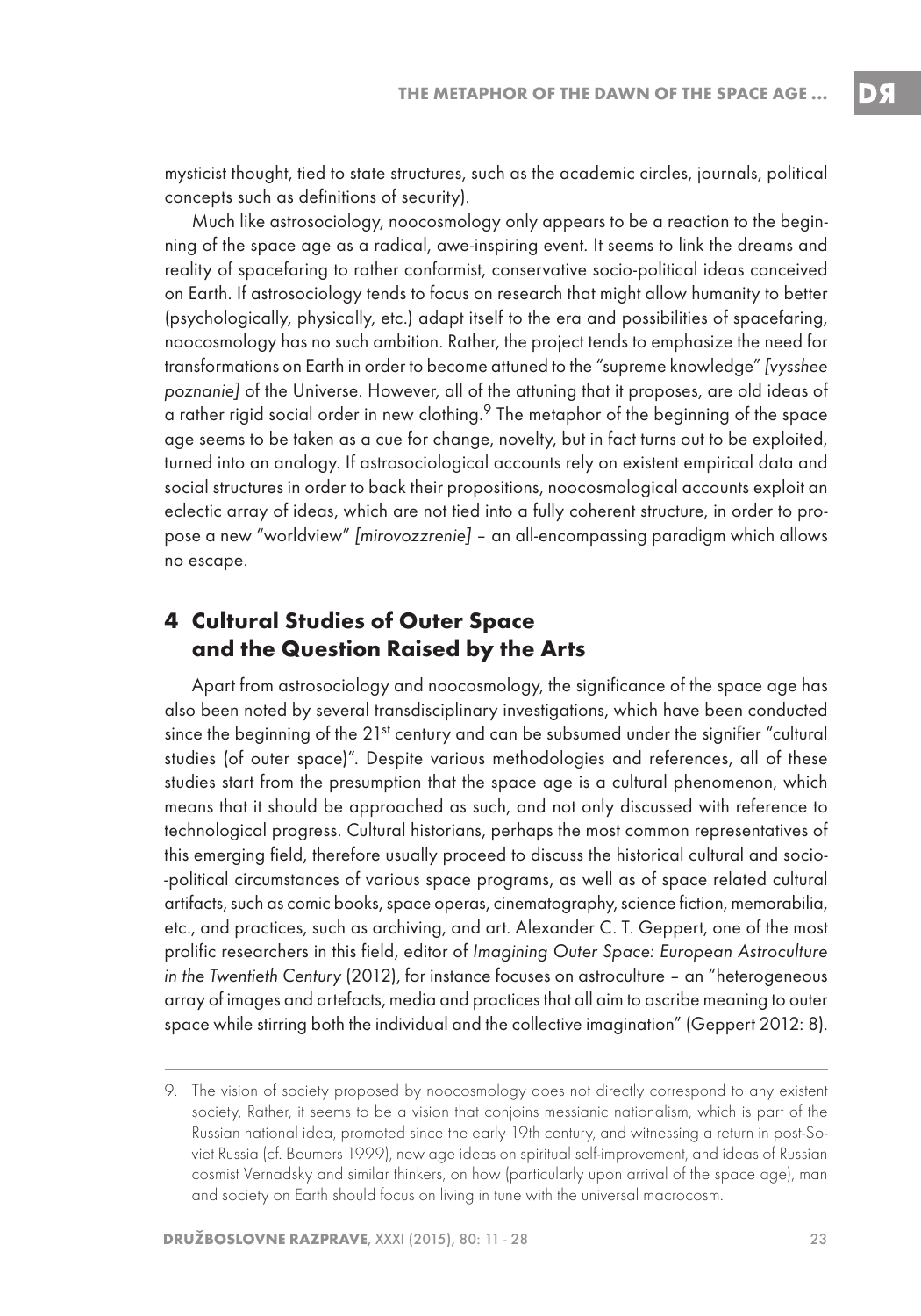mysticist thought, tied to state structures, such as the academic circles, journals, political concepts such as definitions of security).

Much like astrosociology, noocosmology only appears to be a reaction to the beginning of the space age as a radical, awe-inspiring event. It seems to link the dreams and reality of spacefaring to rather conformist, conservative socio-political ideas conceived on Earth. If astrosociology tends to focus on research that might allow humanity to better (psychologically, physically, etc.) adapt itself to the era and possibilities of spacefaring, noocosmology has no such ambition. Rather, the project tends to emphasize the need for transformations on Earth in order to become attuned to the "supreme knowledge" *[vysshee poznanie]* of the Universe. However, all of the attuning that it proposes, are old ideas of a rather rigid social order in new clothing.[9] The metaphor of the beginning of the space age seems to be taken as a cue for change, novelty, but in fact turns out to be exploited, turned into an analogy. If astrosociological accounts rely on existent empirical data and social structures in order to back their propositions, noocosmological accounts exploit an eclectic array of ideas, which are not tied into a fully coherent structure, in order to propose a new "worldview" *[mirovozzrenie]* – an all-encompassing paradigm which allows no escape.

## 4 Cultural Studies of Outer Space and the Question Raised by the Arts

Apart from astrosociology and noocosmology, the significance of the space age has also been noted by several transdisciplinary investigations, which have been conducted since the beginning of the 21st century and can be subsumed under the signifier "cultural studies (of outer space)". Despite various methodologies and references, all of these studies start from the presumption that the space age is a cultural phenomenon, which means that it should be approached as such, and not only discussed with reference to technological progress. Cultural historians, perhaps the most common representatives of this emerging field, therefore usually proceed to discuss the historical cultural and socio-political circumstances of various space programs, as well as of space related cultural artifacts, such as comic books, space operas, cinematography, science fiction, memorabilia, etc., and practices, such as archiving, and art. Alexander C. T. Geppert, one of the most prolific researchers in this field, editor of *Imagining Outer Space: European Astroculture in the Twentieth Century* (2012), for instance focuses on astroculture – an "heterogeneous array of images and artefacts, media and practices that all aim to ascribe meaning to outer space while stirring both the individual and the collective imagination" (Geppert 2012: 8).

---

9. The vision of society proposed by noocosmology does not directly correspond to any existent society, Rather, it seems to be a vision that conjoins messianic nationalism, which is part of the Russian national idea, promoted since the early 19th century, and witnessing a return in post-Soviet Russia (cf. Beumers 1999), new age ideas on spiritual self-improvement, and ideas of Russian cosmist Vernadsky and similar thinkers, on how (particularly upon arrival of the space age), man and society on Earth should focus on living in tune with the universal macrocosm.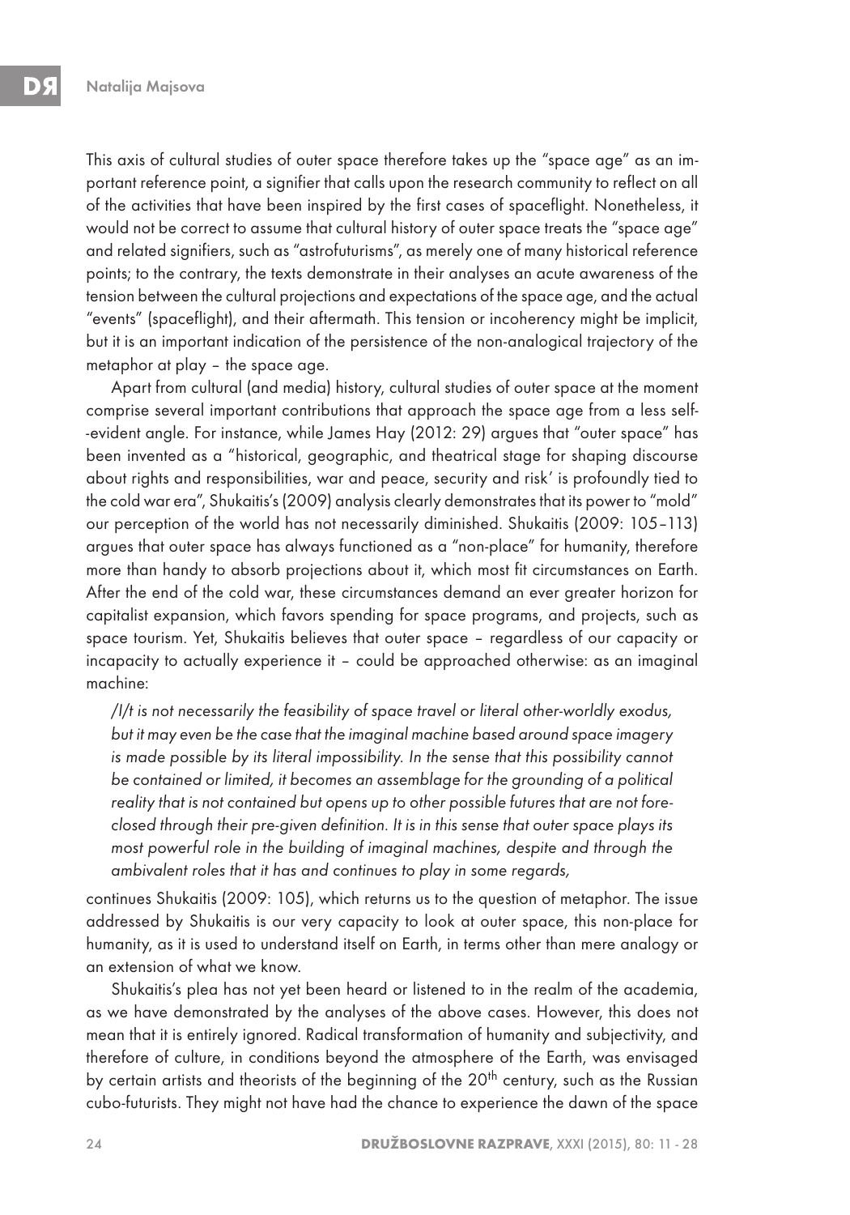This axis of cultural studies of outer space therefore takes up the "space age" as an important reference point, a signifier that calls upon the research community to reflect on all of the activities that have been inspired by the first cases of spaceflight. Nonetheless, it would not be correct to assume that cultural history of outer space treats the "space age" and related signifiers, such as "astrofuturisms", as merely one of many historical reference points; to the contrary, the texts demonstrate in their analyses an acute awareness of the tension between the cultural projections and expectations of the space age, and the actual "events" (spaceflight), and their aftermath. This tension or incoherency might be implicit, but it is an important indication of the persistence of the non-analogical trajectory of the metaphor at play – the space age.

Apart from cultural (and media) history, cultural studies of outer space at the moment comprise several important contributions that approach the space age from a less self--evident angle. For instance, while James Hay (2012: 29) argues that "outer space" has been invented as a "historical, geographic, and theatrical stage for shaping discourse about rights and responsibilities, war and peace, security and risk' is profoundly tied to the cold war era", Shukaitis's (2009) analysis clearly demonstrates that its power to "mold" our perception of the world has not necessarily diminished. Shukaitis (2009: 105–113) argues that outer space has always functioned as a "non-place" for humanity, therefore more than handy to absorb projections about it, which most fit circumstances on Earth. After the end of the cold war, these circumstances demand an ever greater horizon for capitalist expansion, which favors spending for space programs, and projects, such as space tourism. Yet, Shukaitis believes that outer space – regardless of our capacity or incapacity to actually experience it – could be approached otherwise: as an imaginal machine:

> */I/t is not necessarily the feasibility of space travel or literal other-worldly exodus, but it may even be the case that the imaginal machine based around space imagery is made possible by its literal impossibility. In the sense that this possibility cannot be contained or limited, it becomes an assemblage for the grounding of a political reality that is not contained but opens up to other possible futures that are not foreclosed through their pre-given definition. It is in this sense that outer space plays its most powerful role in the building of imaginal machines, despite and through the ambivalent roles that it has and continues to play in some regards,*

continues Shukaitis (2009: 105), which returns us to the question of metaphor. The issue addressed by Shukaitis is our very capacity to look at outer space, this non-place for humanity, as it is used to understand itself on Earth, in terms other than mere analogy or an extension of what we know.

Shukaitis's plea has not yet been heard or listened to in the realm of the academia, as we have demonstrated by the analyses of the above cases. However, this does not mean that it is entirely ignored. Radical transformation of humanity and subjectivity, and therefore of culture, in conditions beyond the atmosphere of the Earth, was envisaged by certain artists and theorists of the beginning of the 20th century, such as the Russian cubo-futurists. They might not have had the chance to experience the dawn of the space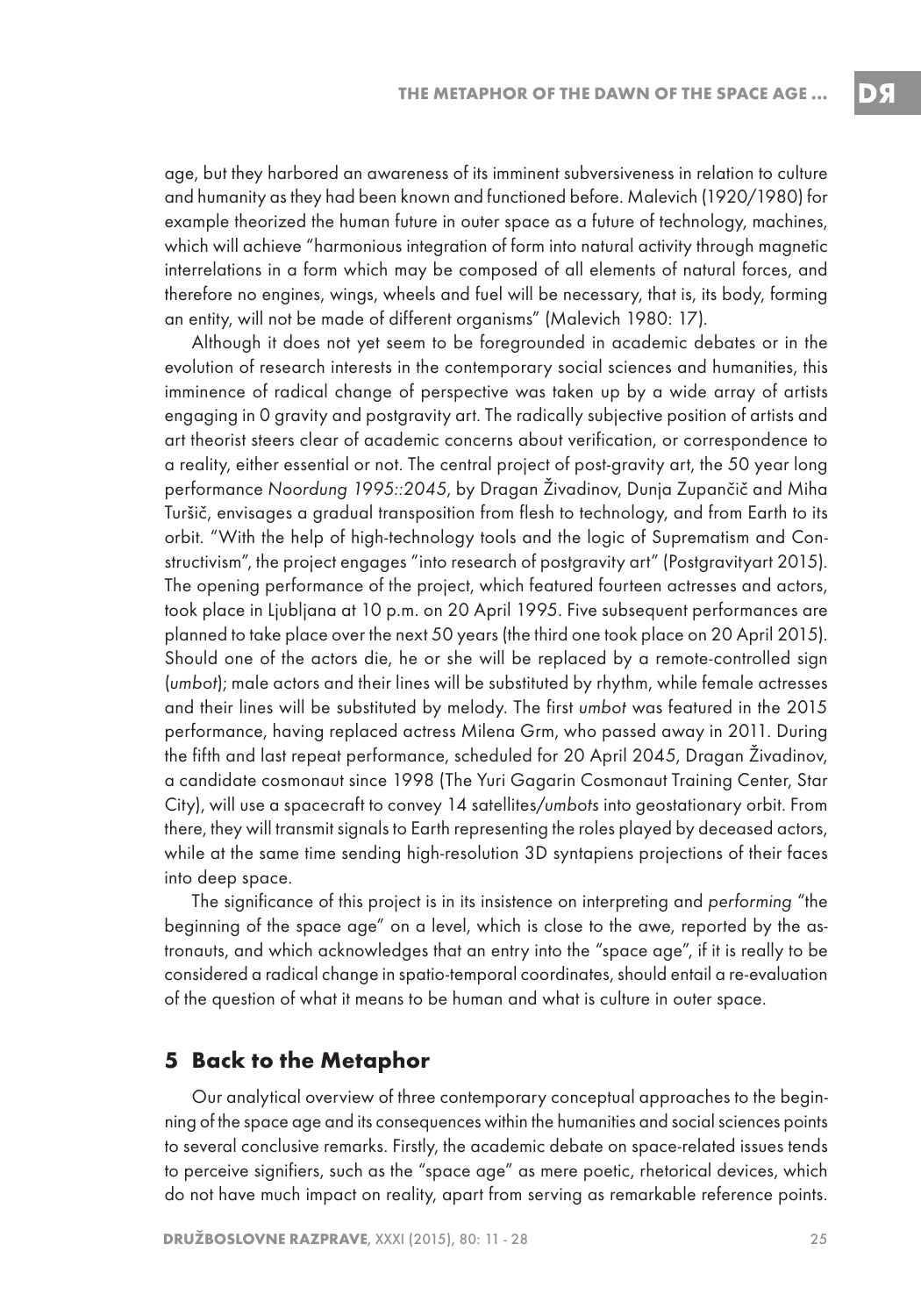age, but they harbored an awareness of its imminent subversiveness in relation to culture and humanity as they had been known and functioned before. Malevich (1920/1980) for example theorized the human future in outer space as a future of technology, machines, which will achieve "harmonious integration of form into natural activity through magnetic interrelations in a form which may be composed of all elements of natural forces, and therefore no engines, wings, wheels and fuel will be necessary, that is, its body, forming an entity, will not be made of different organisms" (Malevich 1980: 17).

Although it does not yet seem to be foregrounded in academic debates or in the evolution of research interests in the contemporary social sciences and humanities, this imminence of radical change of perspective was taken up by a wide array of artists engaging in 0 gravity and postgravity art. The radically subjective position of artists and art theorist steers clear of academic concerns about verification, or correspondence to a reality, either essential or not. The central project of post-gravity art, the 50 year long performance *Noordung 1995::2045*, by Dragan Živadinov, Dunja Zupančič and Miha Turšič, envisages a gradual transposition from flesh to technology, and from Earth to its orbit. "With the help of high-technology tools and the logic of Suprematism and Constructivism", the project engages "into research of postgravity art" (Postgravityart 2015). The opening performance of the project, which featured fourteen actresses and actors, took place in Ljubljana at 10 p.m. on 20 April 1995. Five subsequent performances are planned to take place over the next 50 years (the third one took place on 20 April 2015). Should one of the actors die, he or she will be replaced by a remote-controlled sign (*umbot*); male actors and their lines will be substituted by rhythm, while female actresses and their lines will be substituted by melody. The first *umbot* was featured in the 2015 performance, having replaced actress Milena Grm, who passed away in 2011. During the fifth and last repeat performance, scheduled for 20 April 2045, Dragan Živadinov, a candidate cosmonaut since 1998 (The Yuri Gagarin Cosmonaut Training Center, Star City), will use a spacecraft to convey 14 satellites/*umbots* into geostationary orbit. From there, they will transmit signals to Earth representing the roles played by deceased actors, while at the same time sending high-resolution 3D syntapiens projections of their faces into deep space.

The significance of this project is in its insistence on interpreting and *performing* "the beginning of the space age" on a level, which is close to the awe, reported by the astronauts, and which acknowledges that an entry into the "space age", if it is really to be considered a radical change in spatio-temporal coordinates, should entail a re-evaluation of the question of what it means to be human and what is culture in outer space.

## 5 Back to the Metaphor

Our analytical overview of three contemporary conceptual approaches to the beginning of the space age and its consequences within the humanities and social sciences points to several conclusive remarks. Firstly, the academic debate on space-related issues tends to perceive signifiers, such as the "space age" as mere poetic, rhetorical devices, which do not have much impact on reality, apart from serving as remarkable reference points.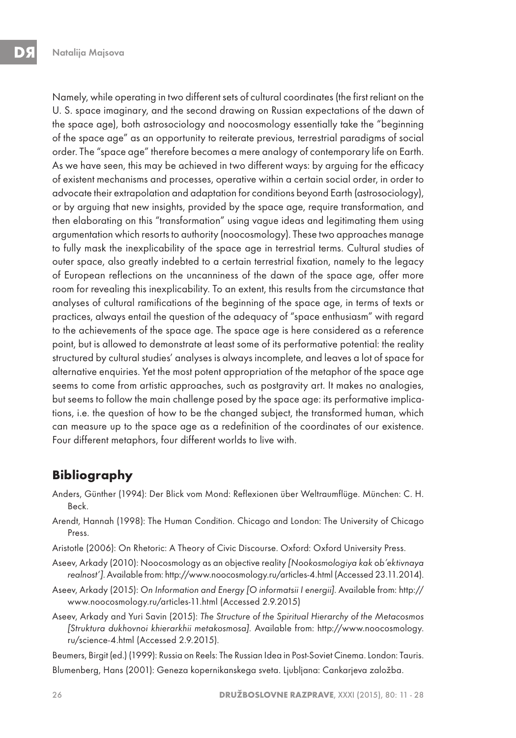Namely, while operating in two different sets of cultural coordinates (the first reliant on the U. S. space imaginary, and the second drawing on Russian expectations of the dawn of the space age), both astrosociology and noocosmology essentially take the "beginning of the space age" as an opportunity to reiterate previous, terrestrial paradigms of social order. The "space age" therefore becomes a mere analogy of contemporary life on Earth. As we have seen, this may be achieved in two different ways: by arguing for the efficacy of existent mechanisms and processes, operative within a certain social order, in order to advocate their extrapolation and adaptation for conditions beyond Earth (astrosociology), or by arguing that new insights, provided by the space age, require transformation, and then elaborating on this "transformation" using vague ideas and legitimating them using argumentation which resorts to authority (noocosmology). These two approaches manage to fully mask the inexplicability of the space age in terrestrial terms. Cultural studies of outer space, also greatly indebted to a certain terrestrial fixation, namely to the legacy of European reflections on the uncanniness of the dawn of the space age, offer more room for revealing this inexplicability. To an extent, this results from the circumstance that analyses of cultural ramifications of the beginning of the space age, in terms of texts or practices, always entail the question of the adequacy of "space enthusiasm" with regard to the achievements of the space age. The space age is here considered as a reference point, but is allowed to demonstrate at least some of its performative potential: the reality structured by cultural studies' analyses is always incomplete, and leaves a lot of space for alternative enquiries. Yet the most potent appropriation of the metaphor of the space age seems to come from artistic approaches, such as postgravity art. It makes no analogies, but seems to follow the main challenge posed by the space age: its performative implications, i.e. the question of how to be the changed subject, the transformed human, which can measure up to the space age as a redefinition of the coordinates of our existence. Four different metaphors, four different worlds to live with.

## Bibliography

Anders, Günther (1994): Der Blick vom Mond: Reflexionen über Weltraumflüge. München: C. H. Beck.

Arendt, Hannah (1998): The Human Condition. Chicago and London: The University of Chicago Press.

Aristotle (2006): On Rhetoric: A Theory of Civic Discourse. Oxford: Oxford University Press.

Aseev, Arkady (2010): Noocosmology as an objective reality *[Nookosmologiya kak ob'ektivnaya realnost']*. Available from: http://www.noocosmology.ru/articles-4.html (Accessed 23.11.2014).

Aseev, Arkady (2015): *On Information and Energy [O informatsii I energii]*. Available from: http://www.noocosmology.ru/articles-11.html (Accessed 2.9.2015)

Aseev, Arkady and Yuri Savin (2015): *The Structure of the Spiritual Hierarchy of the Metacosmos [Struktura dukhovnoi khierarkhii metakosmosa]*. Available from: http://www.noocosmology.ru/science-4.html (Accessed 2.9.2015).

Beumers, Birgit (ed.) (1999): Russia on Reels: The Russian Idea in Post-Soviet Cinema. London: Tauris.

Blumenberg, Hans (2001): Geneza kopernikanskega sveta. Ljubljana: Cankarjeva založba.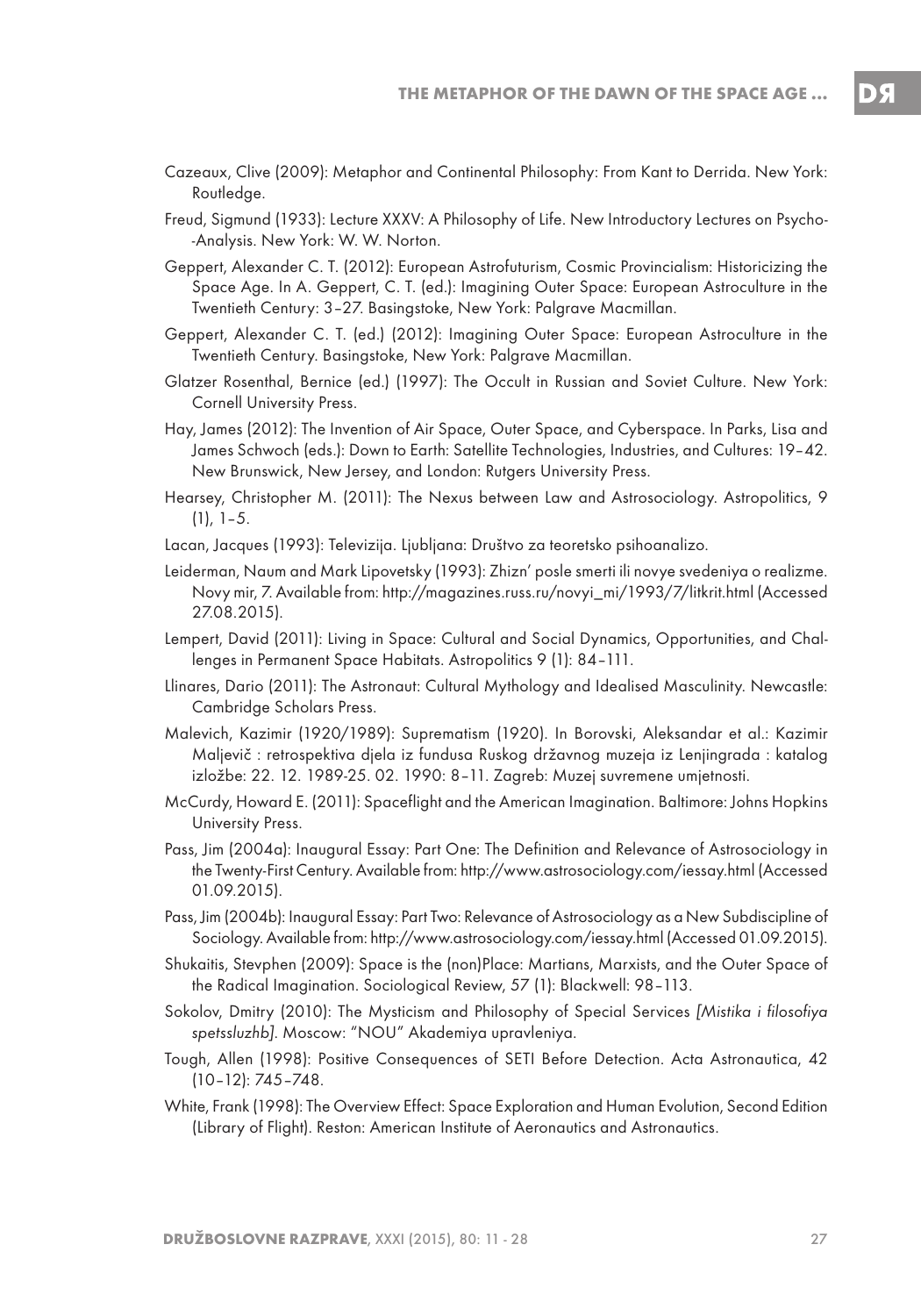Cazeaux, Clive (2009): Metaphor and Continental Philosophy: From Kant to Derrida. New York: Routledge.

Freud, Sigmund (1933): Lecture XXXV: A Philosophy of Life. New Introductory Lectures on Psycho--Analysis. New York: W. W. Norton.

Geppert, Alexander C. T. (2012): European Astrofuturism, Cosmic Provincialism: Historicizing the Space Age. In A. Geppert, C. T. (ed.): Imagining Outer Space: European Astroculture in the Twentieth Century: 3–27. Basingstoke, New York: Palgrave Macmillan.

Geppert, Alexander C. T. (ed.) (2012): Imagining Outer Space: European Astroculture in the Twentieth Century. Basingstoke, New York: Palgrave Macmillan.

Glatzer Rosenthal, Bernice (ed.) (1997): The Occult in Russian and Soviet Culture. New York: Cornell University Press.

Hay, James (2012): The Invention of Air Space, Outer Space, and Cyberspace. In Parks, Lisa and James Schwoch (eds.): Down to Earth: Satellite Technologies, Industries, and Cultures: 19–42. New Brunswick, New Jersey, and London: Rutgers University Press.

Hearsey, Christopher M. (2011): The Nexus between Law and Astrosociology. Astropolitics, 9 (1), 1–5.

Lacan, Jacques (1993): Televizija. Ljubljana: Društvo za teoretsko psihoanalizo.

Leiderman, Naum and Mark Lipovetsky (1993): Zhizn' posle smerti ili novye svedeniya o realizme. Novy mir, 7. Available from: http://magazines.russ.ru/novyi_mi/1993/7/litkrit.html (Accessed 27.08.2015).

Lempert, David (2011): Living in Space: Cultural and Social Dynamics, Opportunities, and Challenges in Permanent Space Habitats. Astropolitics 9 (1): 84–111.

Llinares, Dario (2011): The Astronaut: Cultural Mythology and Idealised Masculinity. Newcastle: Cambridge Scholars Press.

Malevich, Kazimir (1920/1989): Suprematism (1920). In Borovski, Aleksandar et al.: Kazimir Maljevič : retrospektiva djela iz fundusa Ruskog državnog muzeja iz Lenjingrada : katalog izložbe: 22. 12. 1989-25. 02. 1990: 8–11. Zagreb: Muzej suvremene umjetnosti.

McCurdy, Howard E. (2011): Spaceflight and the American Imagination. Baltimore: Johns Hopkins University Press.

Pass, Jim (2004a): Inaugural Essay: Part One: The Definition and Relevance of Astrosociology in the Twenty-First Century. Available from: http://www.astrosociology.com/iessay.html (Accessed 01.09.2015).

Pass, Jim (2004b): Inaugural Essay: Part Two: Relevance of Astrosociology as a New Subdiscipline of Sociology. Available from: http://www.astrosociology.com/iessay.html (Accessed 01.09.2015).

Shukaitis, Stevphen (2009): Space is the (non)Place: Martians, Marxists, and the Outer Space of the Radical Imagination. Sociological Review, 57 (1): Blackwell: 98–113.

Sokolov, Dmitry (2010): The Mysticism and Philosophy of Special Services *[Mistika i filosofiya spetssluzhb]*. Moscow: "NOU" Akademiya upravleniya.

Tough, Allen (1998): Positive Consequences of SETI Before Detection. Acta Astronautica, 42 (10–12): 745–748.

White, Frank (1998): The Overview Effect: Space Exploration and Human Evolution, Second Edition (Library of Flight). Reston: American Institute of Aeronautics and Astronautics.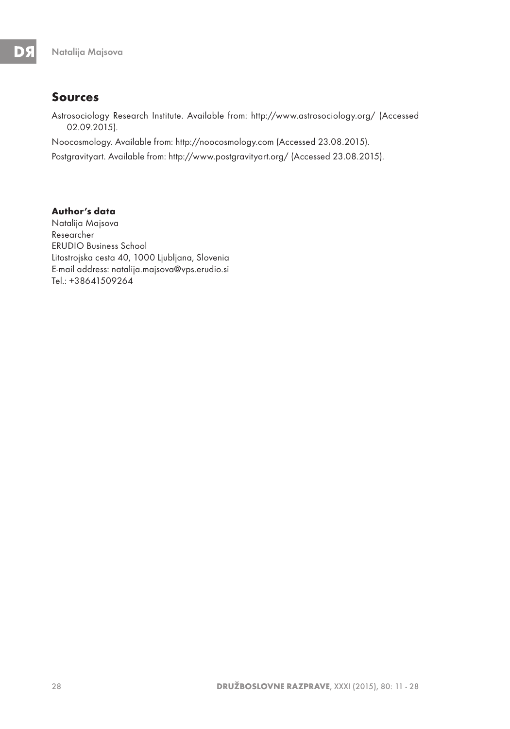## Sources

Astrosociology Research Institute. Available from: http://www.astrosociology.org/ (Accessed 02.09.2015).

Noocosmology. Available from: http://noocosmology.com (Accessed 23.08.2015).

Postgravityart. Available from: http://www.postgravityart.org/ (Accessed 23.08.2015).

**Author's data**
Natalija Majsova
Researcher
ERUDIO Business School
Litostrojska cesta 40, 1000 Ljubljana, Slovenia
E-mail address: natalija.majsova@vps.erudio.si
Tel.: +38641509264